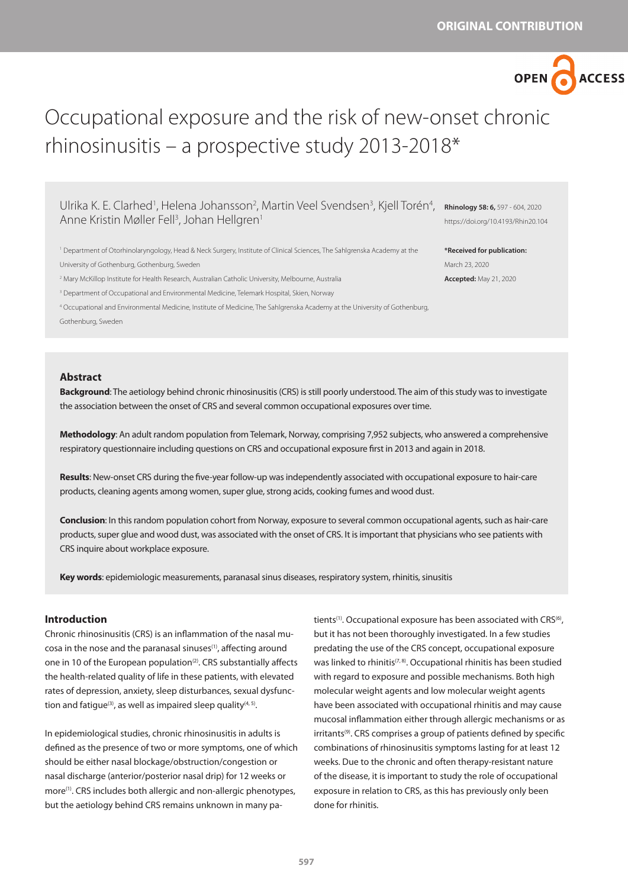ORIGINAL CONTRIBUTION

OPEN ACCESS

# Occupational exposure and the risk of new-onset chronic rhinosinusitis – a prospective study 2013-2018*

Ulrika K. E. Clarhed[1], Helena Johansson[2], Martin Veel Svendsen[3], Kjell Torén[4], Anne Kristin Møller Fell[3], Johan Hellgren[1]

[1] Department of Otorhinolaryngology, Head & Neck Surgery, Institute of Clinical Sciences, The Sahlgrenska Academy at the University of Gothenburg, Gothenburg, Sweden

[2] Mary McKillop Institute for Health Research, Australian Catholic University, Melbourne, Australia

[3] Department of Occupational and Environmental Medicine, Telemark Hospital, Skien, Norway

[4] Occupational and Environmental Medicine, Institute of Medicine, The Sahlgrenska Academy at the University of Gothenburg, Gothenburg, Sweden

**Rhinology 58: 6,** 597 - 604, 2020
https://doi.org/10.4193/Rhin20.104

***Received for publication:**
March 23, 2020
**Accepted:** May 21, 2020

## Abstract

**Background**: The aetiology behind chronic rhinosinusitis (CRS) is still poorly understood. The aim of this study was to investigate the association between the onset of CRS and several common occupational exposures over time.

**Methodology**: An adult random population from Telemark, Norway, comprising 7,952 subjects, who answered a comprehensive respiratory questionnaire including questions on CRS and occupational exposure first in 2013 and again in 2018.

**Results**: New-onset CRS during the five-year follow-up was independently associated with occupational exposure to hair-care products, cleaning agents among women, super glue, strong acids, cooking fumes and wood dust.

**Conclusion**: In this random population cohort from Norway, exposure to several common occupational agents, such as hair-care products, super glue and wood dust, was associated with the onset of CRS. It is important that physicians who see patients with CRS inquire about workplace exposure.

**Key words**: epidemiologic measurements, paranasal sinus diseases, respiratory system, rhinitis, sinusitis

## Introduction

Chronic rhinosinusitis (CRS) is an inflammation of the nasal mucosa in the nose and the paranasal sinuses[1], affecting around one in 10 of the European population[2]. CRS substantially affects the health-related quality of life in these patients, with elevated rates of depression, anxiety, sleep disturbances, sexual dysfunction and fatigue[3], as well as impaired sleep quality[4, 5].

In epidemiological studies, chronic rhinosinusitis in adults is defined as the presence of two or more symptoms, one of which should be either nasal blockage/obstruction/congestion or nasal discharge (anterior/posterior nasal drip) for 12 weeks or more[1]. CRS includes both allergic and non-allergic phenotypes, but the aetiology behind CRS remains unknown in many patients[1]. Occupational exposure has been associated with CRS[6], but it has not been thoroughly investigated. In a few studies predating the use of the CRS concept, occupational exposure was linked to rhinitis[7, 8]. Occupational rhinitis has been studied with regard to exposure and possible mechanisms. Both high molecular weight agents and low molecular weight agents have been associated with occupational rhinitis and may cause mucosal inflammation either through allergic mechanisms or as irritants[9]. CRS comprises a group of patients defined by specific combinations of rhinosinusitis symptoms lasting for at least 12 weeks. Due to the chronic and often therapy-resistant nature of the disease, it is important to study the role of occupational exposure in relation to CRS, as this has previously only been done for rhinitis.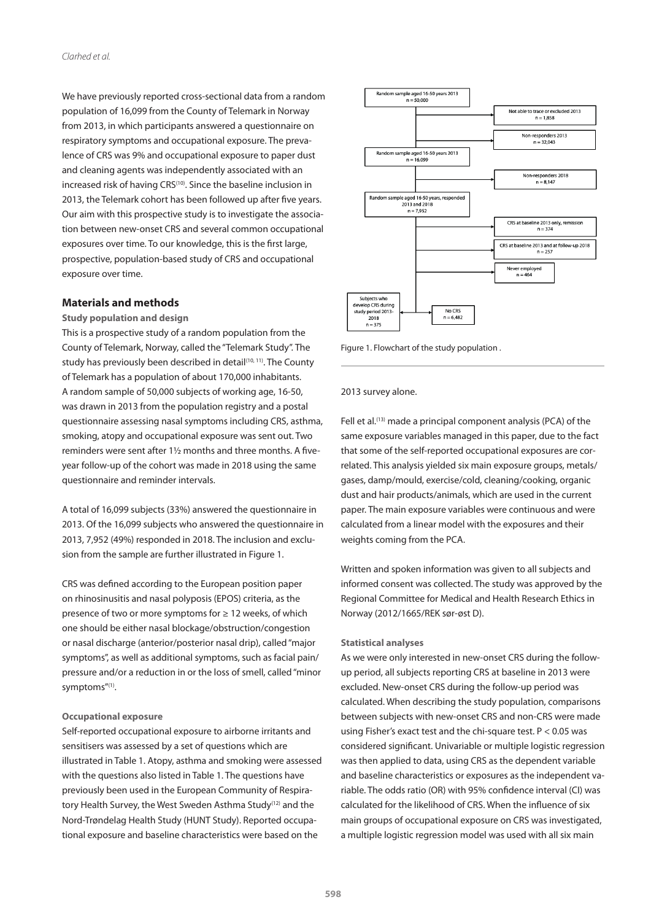We have previously reported cross-sectional data from a random population of 16,099 from the County of Telemark in Norway from 2013, in which participants answered a questionnaire on respiratory symptoms and occupational exposure. The prevalence of CRS was 9% and occupational exposure to paper dust and cleaning agents was independently associated with an increased risk of having CRS[10]. Since the baseline inclusion in 2013, the Telemark cohort has been followed up after five years. Our aim with this prospective study is to investigate the association between new-onset CRS and several common occupational exposures over time. To our knowledge, this is the first large, prospective, population-based study of CRS and occupational exposure over time.

## Materials and methods

### Study population and design

This is a prospective study of a random population from the County of Telemark, Norway, called the "Telemark Study". The study has previously been described in detail[10, 11]. The County of Telemark has a population of about 170,000 inhabitants. A random sample of 50,000 subjects of working age, 16-50, was drawn in 2013 from the population registry and a postal questionnaire assessing nasal symptoms including CRS, asthma, smoking, atopy and occupational exposure was sent out. Two reminders were sent after 1½ months and three months. A five-year follow-up of the cohort was made in 2018 using the same questionnaire and reminder intervals.

A total of 16,099 subjects (33%) answered the questionnaire in 2013. Of the 16,099 subjects who answered the questionnaire in 2013, 7,952 (49%) responded in 2018. The inclusion and exclusion from the sample are further illustrated in Figure 1.

CRS was defined according to the European position paper on rhinosinusitis and nasal polyposis (EPOS) criteria, as the presence of two or more symptoms for ≥ 12 weeks, of which one should be either nasal blockage/obstruction/congestion or nasal discharge (anterior/posterior nasal drip), called "major symptoms", as well as additional symptoms, such as facial pain/pressure and/or a reduction in or the loss of smell, called "minor symptoms"[1].

### Occupational exposure

Self-reported occupational exposure to airborne irritants and sensitisers was assessed by a set of questions which are illustrated in Table 1. Atopy, asthma and smoking were assessed with the questions also listed in Table 1. The questions have previously been used in the European Community of Respiratory Health Survey, the West Sweden Asthma Study[12] and the Nord-Trøndelag Health Study (HUNT Study). Reported occupational exposure and baseline characteristics were based on the 2013 survey alone.

Random sample aged 16-50 years 2013, n = 50,000 → Not able to trace or excluded 2013, n = 1,858; Non-responders 2013, n = 32,043

Random sample aged 16-50 years 2013, n = 16,099 → Non-responders 2018, n = 8,147

Random sample aged 16-50 years, responded 2013 and 2018, n = 7,952 → CRS at baseline 2013 only, remission, n = 374; CRS at baseline 2013 and at follow-up 2018, n = 257; Never employed, n = 464

Subjects who develop CRS during study period 2013-2018, n = 375; No CRS, n = 6,482

Figure 1. Flowchart of the study population .

Fell et al.[13] made a principal component analysis (PCA) of the same exposure variables managed in this paper, due to the fact that some of the self-reported occupational exposures are correlated. This analysis yielded six main exposure groups, metals/gases, damp/mould, exercise/cold, cleaning/cooking, organic dust and hair products/animals, which are used in the current paper. The main exposure variables were continuous and were calculated from a linear model with the exposures and their weights coming from the PCA.

Written and spoken information was given to all subjects and informed consent was collected. The study was approved by the Regional Committee for Medical and Health Research Ethics in Norway (2012/1665/REK sør-øst D).

### Statistical analyses

As we were only interested in new-onset CRS during the follow-up period, all subjects reporting CRS at baseline in 2013 were excluded. New-onset CRS during the follow-up period was calculated. When describing the study population, comparisons between subjects with new-onset CRS and non-CRS were made using Fisher's exact test and the chi-square test. $P < 0.05$ was considered significant. Univariable or multiple logistic regression was then applied to data, using CRS as the dependent variable and baseline characteristics or exposures as the independent variable. The odds ratio (OR) with 95% confidence interval (CI) was calculated for the likelihood of CRS. When the influence of six main groups of occupational exposure on CRS was investigated, a multiple logistic regression model was used with all six main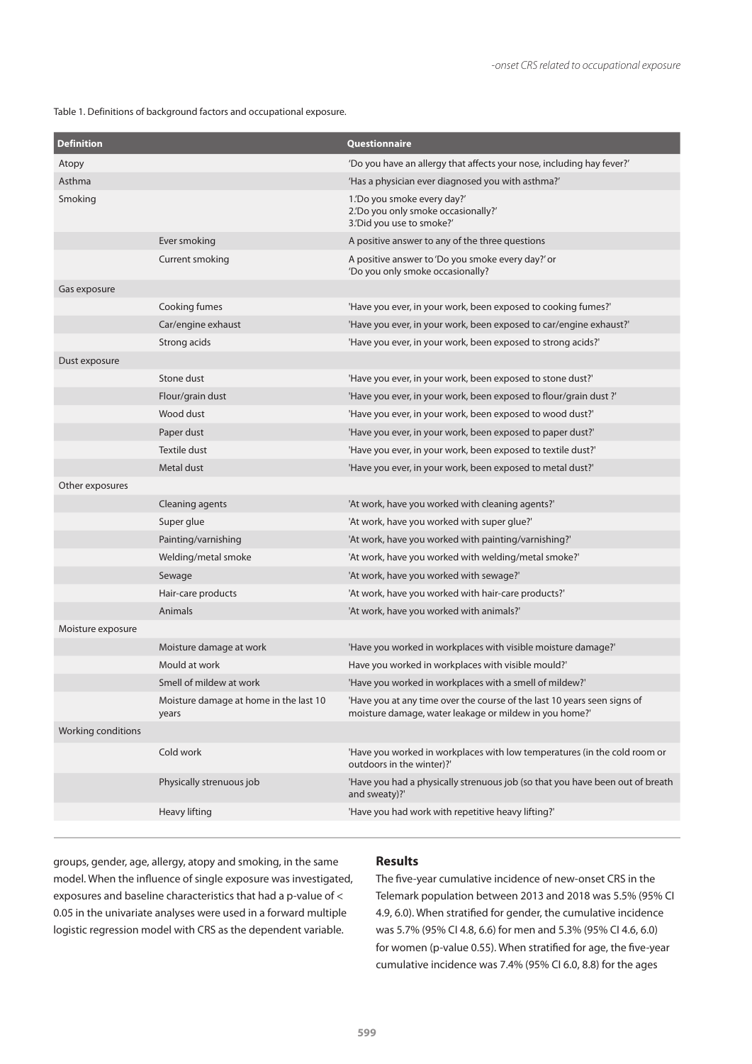Table 1. Definitions of background factors and occupational exposure.

| Definition | | Questionnaire |
|---|---|---|
| Atopy | | 'Do you have an allergy that affects your nose, including hay fever?' |
| Asthma | | 'Has a physician ever diagnosed you with asthma?' |
| Smoking | | 1.'Do you smoke every day?'<br>2.'Do you only smoke occasionally?'<br>3.'Did you use to smoke?' |
| | Ever smoking | A positive answer to any of the three questions |
| | Current smoking | A positive answer to 'Do you smoke every day?' or 'Do you only smoke occasionally? |
| Gas exposure | | |
| | Cooking fumes | 'Have you ever, in your work, been exposed to cooking fumes?' |
| | Car/engine exhaust | 'Have you ever, in your work, been exposed to car/engine exhaust?' |
| | Strong acids | 'Have you ever, in your work, been exposed to strong acids?' |
| Dust exposure | | |
| | Stone dust | 'Have you ever, in your work, been exposed to stone dust?' |
| | Flour/grain dust | 'Have you ever, in your work, been exposed to flour/grain dust ?' |
| | Wood dust | 'Have you ever, in your work, been exposed to wood dust?' |
| | Paper dust | 'Have you ever, in your work, been exposed to paper dust?' |
| | Textile dust | 'Have you ever, in your work, been exposed to textile dust?' |
| | Metal dust | 'Have you ever, in your work, been exposed to metal dust?' |
| Other exposures | | |
| | Cleaning agents | 'At work, have you worked with cleaning agents?' |
| | Super glue | 'At work, have you worked with super glue?' |
| | Painting/varnishing | 'At work, have you worked with painting/varnishing?' |
| | Welding/metal smoke | 'At work, have you worked with welding/metal smoke?' |
| | Sewage | 'At work, have you worked with sewage?' |
| | Hair-care products | 'At work, have you worked with hair-care products?' |
| | Animals | 'At work, have you worked with animals?' |
| Moisture exposure | | |
| | Moisture damage at work | 'Have you worked in workplaces with visible moisture damage?' |
| | Mould at work | Have you worked in workplaces with visible mould?' |
| | Smell of mildew at work | 'Have you worked in workplaces with a smell of mildew?' |
| | Moisture damage at home in the last 10 years | 'Have you at any time over the course of the last 10 years seen signs of moisture damage, water leakage or mildew in you home?' |
| Working conditions | | |
| | Cold work | 'Have you worked in workplaces with low temperatures (in the cold room or outdoors in the winter)?' |
| | Physically strenuous job | 'Have you had a physically strenuous job (so that you have been out of breath and sweaty)?' |
| | Heavy lifting | 'Have you had work with repetitive heavy lifting?' |

groups, gender, age, allergy, atopy and smoking, in the same model. When the influence of single exposure was investigated, exposures and baseline characteristics that had a p-value of < 0.05 in the univariate analyses were used in a forward multiple logistic regression model with CRS as the dependent variable.

## Results

The five-year cumulative incidence of new-onset CRS in the Telemark population between 2013 and 2018 was 5.5% (95% CI 4.9, 6.0). When stratified for gender, the cumulative incidence was 5.7% (95% CI 4.8, 6.6) for men and 5.3% (95% CI 4.6, 6.0) for women (p-value 0.55). When stratified for age, the five-year cumulative incidence was 7.4% (95% CI 6.0, 8.8) for the ages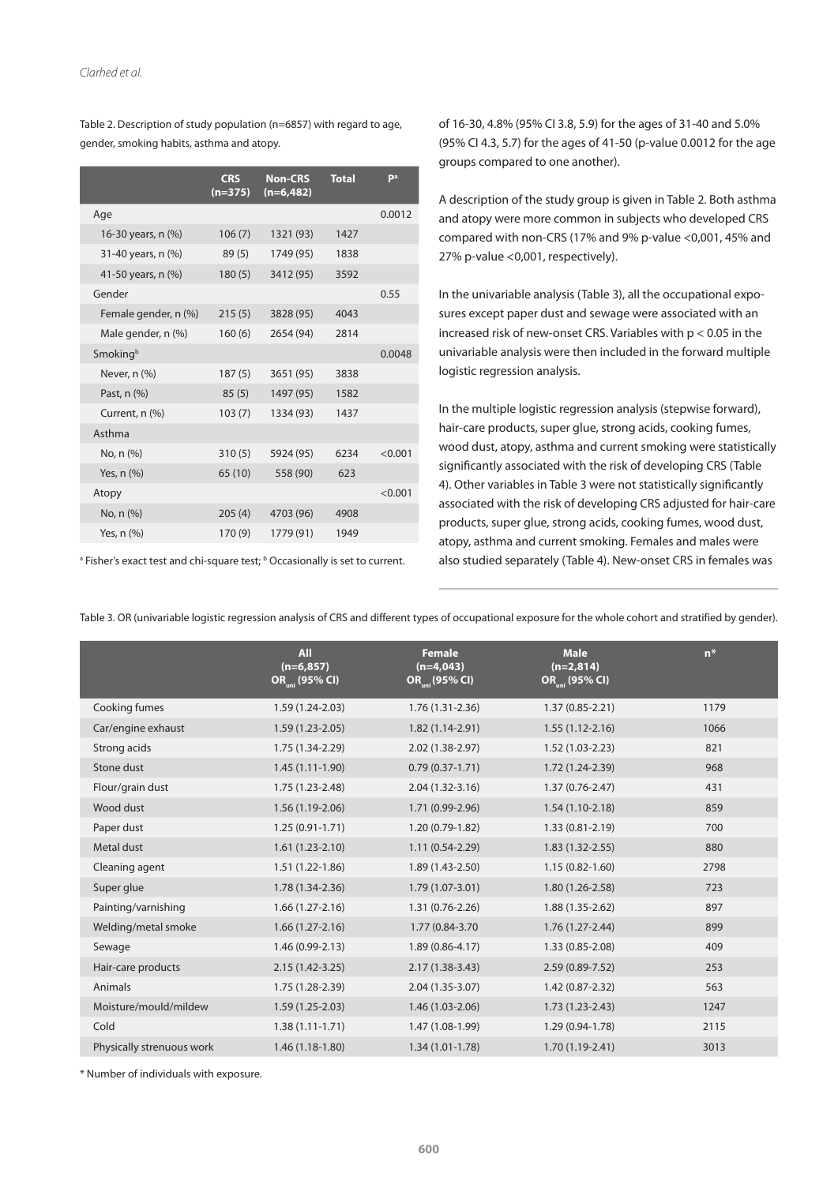Table 2. Description of study population (n=6857) with regard to age, gender, smoking habits, asthma and atopy.

| | CRS (n=375) | Non-CRS (n=6,482) | Total | P[a] |
|---|---|---|---|---|
| Age | | | | 0.0012 |
| 16-30 years, n (%) | 106 (7) | 1321 (93) | 1427 | |
| 31-40 years, n (%) | 89 (5) | 1749 (95) | 1838 | |
| 41-50 years, n (%) | 180 (5) | 3412 (95) | 3592 | |
| Gender | | | | 0.55 |
| Female gender, n (%) | 215 (5) | 3828 (95) | 4043 | |
| Male gender, n (%) | 160 (6) | 2654 (94) | 2814 | |
| Smoking[b] | | | | 0.0048 |
| Never, n (%) | 187 (5) | 3651 (95) | 3838 | |
| Past, n (%) | 85 (5) | 1497 (95) | 1582 | |
| Current, n (%) | 103 (7) | 1334 (93) | 1437 | |
| Asthma | | | | |
| No, n (%) | 310 (5) | 5924 (95) | 6234 | <0.001 |
| Yes, n (%) | 65 (10) | 558 (90) | 623 | |
| Atopy | | | | <0.001 |
| No, n (%) | 205 (4) | 4703 (96) | 4908 | |
| Yes, n (%) | 170 (9) | 1779 (91) | 1949 | |

[a] Fisher's exact test and chi-square test; [b] Occasionally is set to current.

of 16-30, 4.8% (95% CI 3.8, 5.9) for the ages of 31-40 and 5.0% (95% CI 4.3, 5.7) for the ages of 41-50 (p-value 0.0012 for the age groups compared to one another).

A description of the study group is given in Table 2. Both asthma and atopy were more common in subjects who developed CRS compared with non-CRS (17% and 9% p-value <0,001, 45% and 27% p-value <0,001, respectively).

In the univariable analysis (Table 3), all the occupational exposures except paper dust and sewage were associated with an increased risk of new-onset CRS. Variables with $p < 0.05$ in the univariable analysis were then included in the forward multiple logistic regression analysis.

In the multiple logistic regression analysis (stepwise forward), hair-care products, super glue, strong acids, cooking fumes, wood dust, atopy, asthma and current smoking were statistically significantly associated with the risk of developing CRS (Table 4). Other variables in Table 3 were not statistically significantly associated with the risk of developing CRS adjusted for hair-care products, super glue, strong acids, cooking fumes, wood dust, atopy, asthma and current smoking. Females and males were also studied separately (Table 4). New-onset CRS in females was

Table 3. OR (univariable logistic regression analysis of CRS and different types of occupational exposure for the whole cohort and stratified by gender).

| | All (n=6,857) $OR_{uni}$ (95% CI) | Female (n=4,043) $OR_{uni}$ (95% CI) | Male (n=2,814) $OR_{uni}$ (95% CI) | n* |
|---|---|---|---|---|
| Cooking fumes | 1.59 (1.24-2.03) | 1.76 (1.31-2.36) | 1.37 (0.85-2.21) | 1179 |
| Car/engine exhaust | 1.59 (1.23-2.05) | 1.82 (1.14-2.91) | 1.55 (1.12-2.16) | 1066 |
| Strong acids | 1.75 (1.34-2.29) | 2.02 (1.38-2.97) | 1.52 (1.03-2.23) | 821 |
| Stone dust | 1.45 (1.11-1.90) | 0.79 (0.37-1.71) | 1.72 (1.24-2.39) | 968 |
| Flour/grain dust | 1.75 (1.23-2.48) | 2.04 (1.32-3.16) | 1.37 (0.76-2.47) | 431 |
| Wood dust | 1.56 (1.19-2.06) | 1.71 (0.99-2.96) | 1.54 (1.10-2.18) | 859 |
| Paper dust | 1.25 (0.91-1.71) | 1.20 (0.79-1.82) | 1.33 (0.81-2.19) | 700 |
| Metal dust | 1.61 (1.23-2.10) | 1.11 (0.54-2.29) | 1.83 (1.32-2.55) | 880 |
| Cleaning agent | 1.51 (1.22-1.86) | 1.89 (1.43-2.50) | 1.15 (0.82-1.60) | 2798 |
| Super glue | 1.78 (1.34-2.36) | 1.79 (1.07-3.01) | 1.80 (1.26-2.58) | 723 |
| Painting/varnishing | 1.66 (1.27-2.16) | 1.31 (0.76-2.26) | 1.88 (1.35-2.62) | 897 |
| Welding/metal smoke | 1.66 (1.27-2.16) | 1.77 (0.84-3.70 | 1.76 (1.27-2.44) | 899 |
| Sewage | 1.46 (0.99-2.13) | 1.89 (0.86-4.17) | 1.33 (0.85-2.08) | 409 |
| Hair-care products | 2.15 (1.42-3.25) | 2.17 (1.38-3.43) | 2.59 (0.89-7.52) | 253 |
| Animals | 1.75 (1.28-2.39) | 2.04 (1.35-3.07) | 1.42 (0.87-2.32) | 563 |
| Moisture/mould/mildew | 1.59 (1.25-2.03) | 1.46 (1.03-2.06) | 1.73 (1.23-2.43) | 1247 |
| Cold | 1.38 (1.11-1.71) | 1.47 (1.08-1.99) | 1.29 (0.94-1.78) | 2115 |
| Physically strenuous work | 1.46 (1.18-1.80) | 1.34 (1.01-1.78) | 1.70 (1.19-2.41) | 3013 |

* Number of individuals with exposure.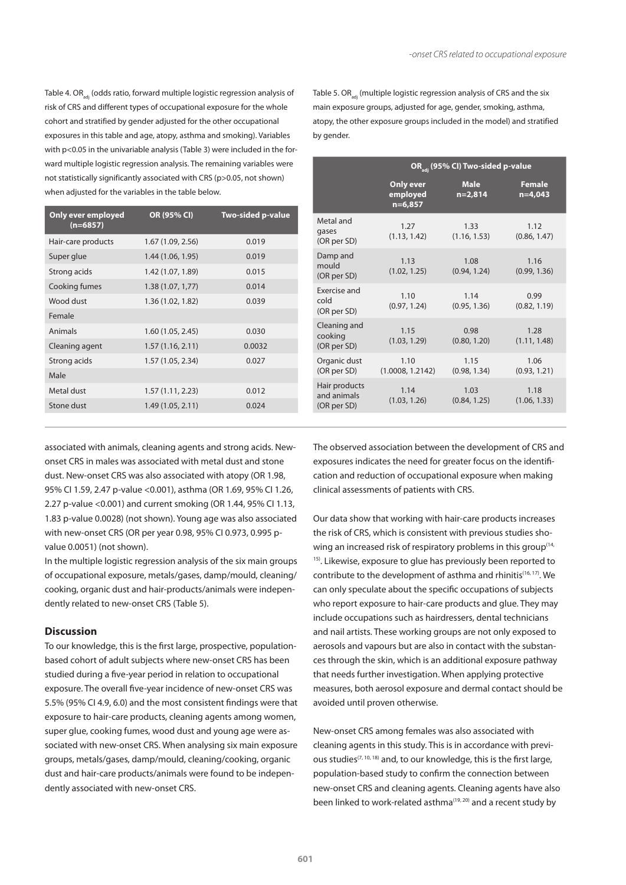Table 4. $OR_{adj}$ (odds ratio, forward multiple logistic regression analysis of risk of CRS and different types of occupational exposure for the whole cohort and stratified by gender adjusted for the other occupational exposures in this table and age, atopy, asthma and smoking). Variables with p<0.05 in the univariable analysis (Table 3) were included in the forward multiple logistic regression analysis. The remaining variables were not statistically significantly associated with CRS (p>0.05, not shown) when adjusted for the variables in the table below.

| Only ever employed (n=6857) | OR (95% CI) | Two-sided p-value |
|---|---|---|
| Hair-care products | 1.67 (1.09, 2.56) | 0.019 |
| Super glue | 1.44 (1.06, 1.95) | 0.019 |
| Strong acids | 1.42 (1.07, 1.89) | 0.015 |
| Cooking fumes | 1.38 (1.07, 1,77) | 0.014 |
| Wood dust | 1.36 (1.02, 1.82) | 0.039 |
| Female | | |
| Animals | 1.60 (1.05, 2.45) | 0.030 |
| Cleaning agent | 1.57 (1.16, 2.11) | 0.0032 |
| Strong acids | 1.57 (1.05, 2.34) | 0.027 |
| Male | | |
| Metal dust | 1.57 (1.11, 2.23) | 0.012 |
| Stone dust | 1.49 (1.05, 2.11) | 0.024 |

Table 5. $OR_{adj}$ (multiple logistic regression analysis of CRS and the six main exposure groups, adjusted for age, gender, smoking, asthma, atopy, the other exposure groups included in the model) and stratified by gender.

| | $OR_{adj}$ (95% CI) Two-sided p-value | | |
|---|---|---|---|
| | Only ever employed n=6,857 | Male n=2,814 | Female n=4,043 |
| Metal and gases (OR per SD) | 1.27 (1.13, 1.42) | 1.33 (1.16, 1.53) | 1.12 (0.86, 1.47) |
| Damp and mould (OR per SD) | 1.13 (1.02, 1.25) | 1.08 (0.94, 1.24) | 1.16 (0.99, 1.36) |
| Exercise and cold (OR per SD) | 1.10 (0.97, 1.24) | 1.14 (0.95, 1.36) | 0.99 (0.82, 1.19) |
| Cleaning and cooking (OR per SD) | 1.15 (1.03, 1.29) | 0.98 (0.80, 1.20) | 1.28 (1.11, 1.48) |
| Organic dust (OR per SD) | 1.10 (1.0008, 1.2142) | 1.15 (0.98, 1.34) | 1.06 (0.93, 1.21) |
| Hair products and animals (OR per SD) | 1.14 (1.03, 1.26) | 1.03 (0.84, 1.25) | 1.18 (1.06, 1.33) |

associated with animals, cleaning agents and strong acids. New-onset CRS in males was associated with metal dust and stone dust. New-onset CRS was also associated with atopy (OR 1.98, 95% CI 1.59, 2.47 p-value <0.001), asthma (OR 1.69, 95% CI 1.26, 2.27 p-value <0.001) and current smoking (OR 1.44, 95% CI 1.13, 1.83 p-value 0.0028) (not shown). Young age was also associated with new-onset CRS (OR per year 0.98, 95% CI 0.973, 0.995 p-value 0.0051) (not shown).

In the multiple logistic regression analysis of the six main groups of occupational exposure, metals/gases, damp/mould, cleaning/cooking, organic dust and hair-products/animals were independently related to new-onset CRS (Table 5).

## Discussion

To our knowledge, this is the first large, prospective, population-based cohort of adult subjects where new-onset CRS has been studied during a five-year period in relation to occupational exposure. The overall five-year incidence of new-onset CRS was 5.5% (95% CI 4.9, 6.0) and the most consistent findings were that exposure to hair-care products, cleaning agents among women, super glue, cooking fumes, wood dust and young age were associated with new-onset CRS. When analysing six main exposure groups, metals/gases, damp/mould, cleaning/cooking, organic dust and hair-care products/animals were found to be independently associated with new-onset CRS.

The observed association between the development of CRS and exposures indicates the need for greater focus on the identification and reduction of occupational exposure when making clinical assessments of patients with CRS.

Our data show that working with hair-care products increases the risk of CRS, which is consistent with previous studies showing an increased risk of respiratory problems in this group[14, 15]. Likewise, exposure to glue has previously been reported to contribute to the development of asthma and rhinitis[16, 17]. We can only speculate about the specific occupations of subjects who report exposure to hair-care products and glue. They may include occupations such as hairdressers, dental technicians and nail artists. These working groups are not only exposed to aerosols and vapours but are also in contact with the substances through the skin, which is an additional exposure pathway that needs further investigation. When applying protective measures, both aerosol exposure and dermal contact should be avoided until proven otherwise.

New-onset CRS among females was also associated with cleaning agents in this study. This is in accordance with previous studies[7, 10, 18] and, to our knowledge, this is the first large, population-based study to confirm the connection between new-onset CRS and cleaning agents. Cleaning agents have also been linked to work-related asthma[19, 20] and a recent study by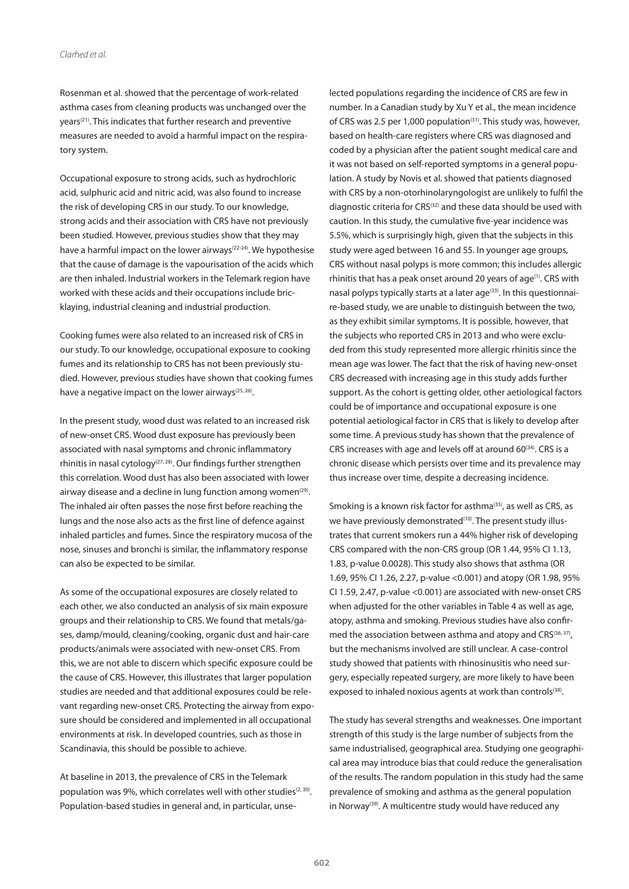Rosenman et al. showed that the percentage of work-related asthma cases from cleaning products was unchanged over the years[21]. This indicates that further research and preventive measures are needed to avoid a harmful impact on the respiratory system.

Occupational exposure to strong acids, such as hydrochloric acid, sulphuric acid and nitric acid, was also found to increase the risk of developing CRS in our study. To our knowledge, strong acids and their association with CRS have not previously been studied. However, previous studies show that they may have a harmful impact on the lower airways[22-24]. We hypothesise that the cause of damage is the vapourisation of the acids which are then inhaled. Industrial workers in the Telemark region have worked with these acids and their occupations include bricklaying, industrial cleaning and industrial production.

Cooking fumes were also related to an increased risk of CRS in our study. To our knowledge, occupational exposure to cooking fumes and its relationship to CRS has not been previously studied. However, previous studies have shown that cooking fumes have a negative impact on the lower airways[25, 26].

In the present study, wood dust was related to an increased risk of new-onset CRS. Wood dust exposure has previously been associated with nasal symptoms and chronic inflammatory rhinitis in nasal cytology[27, 28]. Our findings further strengthen this correlation. Wood dust has also been associated with lower airway disease and a decline in lung function among women[29]. The inhaled air often passes the nose first before reaching the lungs and the nose also acts as the first line of defence against inhaled particles and fumes. Since the respiratory mucosa of the nose, sinuses and bronchi is similar, the inflammatory response can also be expected to be similar.

As some of the occupational exposures are closely related to each other, we also conducted an analysis of six main exposure groups and their relationship to CRS. We found that metals/gases, damp/mould, cleaning/cooking, organic dust and hair-care products/animals were associated with new-onset CRS. From this, we are not able to discern which specific exposure could be the cause of CRS. However, this illustrates that larger population studies are needed and that additional exposures could be relevant regarding new-onset CRS. Protecting the airway from exposure should be considered and implemented in all occupational environments at risk. In developed countries, such as those in Scandinavia, this should be possible to achieve.

At baseline in 2013, the prevalence of CRS in the Telemark population was 9%, which correlates well with other studies[2, 30]. Population-based studies in general and, in particular, unselected populations regarding the incidence of CRS are few in number. In a Canadian study by Xu Y et al., the mean incidence of CRS was 2.5 per 1,000 population[31]. This study was, however, based on health-care registers where CRS was diagnosed and coded by a physician after the patient sought medical care and it was not based on self-reported symptoms in a general population. A study by Novis et al. showed that patients diagnosed with CRS by a non-otorhinolaryngologist are unlikely to fulfil the diagnostic criteria for CRS[32] and these data should be used with caution. In this study, the cumulative five-year incidence was 5.5%, which is surprisingly high, given that the subjects in this study were aged between 16 and 55. In younger age groups, CRS without nasal polyps is more common; this includes allergic rhinitis that has a peak onset around 20 years of age[1]. CRS with nasal polyps typically starts at a later age[33]. In this questionnaire-based study, we are unable to distinguish between the two, as they exhibit similar symptoms. It is possible, however, that the subjects who reported CRS in 2013 and who were excluded from this study represented more allergic rhinitis since the mean age was lower. The fact that the risk of having new-onset CRS decreased with increasing age in this study adds further support. As the cohort is getting older, other aetiological factors could be of importance and occupational exposure is one potential aetiological factor in CRS that is likely to develop after some time. A previous study has shown that the prevalence of CRS increases with age and levels off at around 60[34]. CRS is a chronic disease which persists over time and its prevalence may thus increase over time, despite a decreasing incidence.

Smoking is a known risk factor for asthma[35], as well as CRS, as we have previously demonstrated[10]. The present study illustrates that current smokers run a 44% higher risk of developing CRS compared with the non-CRS group (OR 1.44, 95% CI 1.13, 1.83, p-value 0.0028). This study also shows that asthma (OR 1.69, 95% CI 1.26, 2.27, p-value <0.001) and atopy (OR 1.98, 95% CI 1.59, 2.47, p-value <0.001) are associated with new-onset CRS when adjusted for the other variables in Table 4 as well as age, atopy, asthma and smoking. Previous studies have also confirmed the association between asthma and atopy and CRS[36, 37], but the mechanisms involved are still unclear. A case-control study showed that patients with rhinosinusitis who need surgery, especially repeated surgery, are more likely to have been exposed to inhaled noxious agents at work than controls[38].

The study has several strengths and weaknesses. One important strength of this study is the large number of subjects from the same industrialised, geographical area. Studying one geographical area may introduce bias that could reduce the generalisation of the results. The random population in this study had the same prevalence of smoking and asthma as the general population in Norway[39]. A multicentre study would have reduced any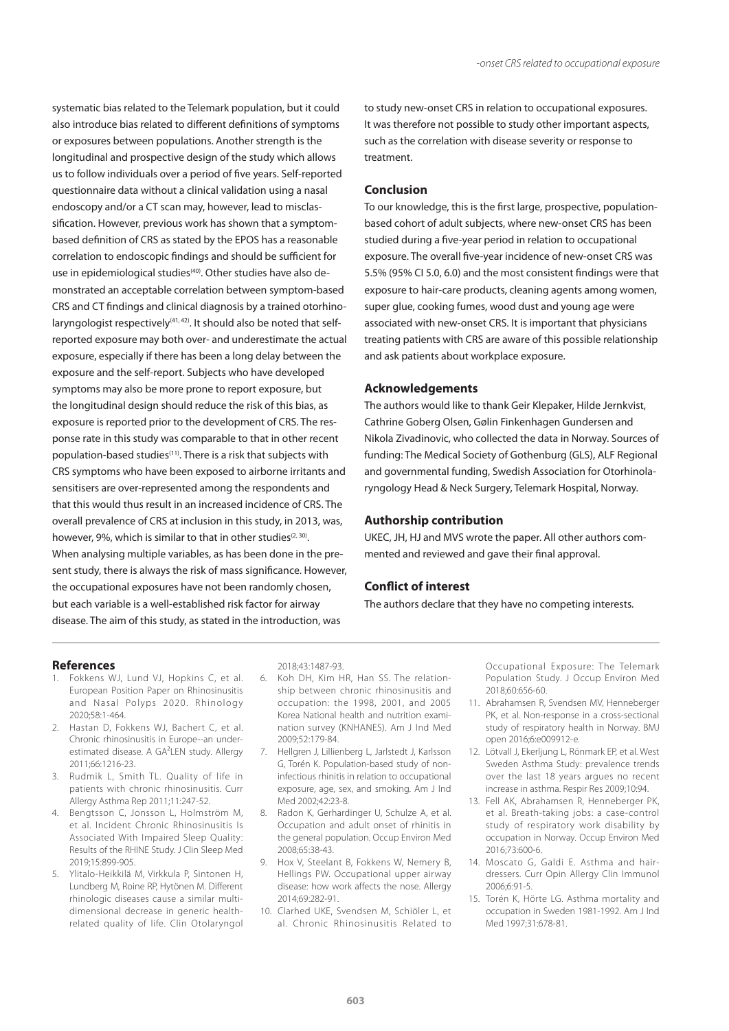systematic bias related to the Telemark population, but it could also introduce bias related to different definitions of symptoms or exposures between populations. Another strength is the longitudinal and prospective design of the study which allows us to follow individuals over a period of five years. Self-reported questionnaire data without a clinical validation using a nasal endoscopy and/or a CT scan may, however, lead to misclassification. However, previous work has shown that a symptom-based definition of CRS as stated by the EPOS has a reasonable correlation to endoscopic findings and should be sufficient for use in epidemiological studies[40]. Other studies have also demonstrated an acceptable correlation between symptom-based CRS and CT findings and clinical diagnosis by a trained otorhinolaryngologist respectively[41, 42]. It should also be noted that self-reported exposure may both over- and underestimate the actual exposure, especially if there has been a long delay between the exposure and the self-report. Subjects who have developed symptoms may also be more prone to report exposure, but the longitudinal design should reduce the risk of this bias, as exposure is reported prior to the development of CRS. The response rate in this study was comparable to that in other recent population-based studies[11]. There is a risk that subjects with CRS symptoms who have been exposed to airborne irritants and sensitisers are over-represented among the respondents and that this would thus result in an increased incidence of CRS. The overall prevalence of CRS at inclusion in this study, in 2013, was, however, 9%, which is similar to that in other studies[2, 30]. When analysing multiple variables, as has been done in the present study, there is always the risk of mass significance. However, the occupational exposures have not been randomly chosen, but each variable is a well-established risk factor for airway disease. The aim of this study, as stated in the introduction, was to study new-onset CRS in relation to occupational exposures. It was therefore not possible to study other important aspects, such as the correlation with disease severity or response to treatment.

## Conclusion

To our knowledge, this is the first large, prospective, population-based cohort of adult subjects, where new-onset CRS has been studied during a five-year period in relation to occupational exposure. The overall five-year incidence of new-onset CRS was 5.5% (95% CI 5.0, 6.0) and the most consistent findings were that exposure to hair-care products, cleaning agents among women, super glue, cooking fumes, wood dust and young age were associated with new-onset CRS. It is important that physicians treating patients with CRS are aware of this possible relationship and ask patients about workplace exposure.

## Acknowledgements

The authors would like to thank Geir Klepaker, Hilde Jernkvist, Cathrine Goberg Olsen, Gølin Finkenhagen Gundersen and Nikola Zivadinovic, who collected the data in Norway. Sources of funding: The Medical Society of Gothenburg (GLS), ALF Regional and governmental funding, Swedish Association for Otorhinolaryngology Head & Neck Surgery, Telemark Hospital, Norway.

## Authorship contribution

UKEC, JH, HJ and MVS wrote the paper. All other authors commented and reviewed and gave their final approval.

## Conflict of interest

The authors declare that they have no competing interests.

## References

1. Fokkens WJ, Lund VJ, Hopkins C, et al. European Position Paper on Rhinosinusitis and Nasal Polyps 2020. Rhinology 2020;58:1-464.
2. Hastan D, Fokkens WJ, Bachert C, et al. Chronic rhinosinusitis in Europe--an underestimated disease. A GA²LEN study. Allergy 2011;66:1216-23.
3. Rudmik L, Smith TL. Quality of life in patients with chronic rhinosinusitis. Curr Allergy Asthma Rep 2011;11:247-52.
4. Bengtsson C, Jonsson L, Holmström M, et al. Incident Chronic Rhinosinusitis Is Associated With Impaired Sleep Quality: Results of the RHINE Study. J Clin Sleep Med 2019;15:899-905.
5. Ylitalo-Heikkilä M, Virkkula P, Sintonen H, Lundberg M, Roine RP, Hytönen M. Different rhinologic diseases cause a similar multidimensional decrease in generic health-related quality of life. Clin Otolaryngol 2018;43:1487-93.
6. Koh DH, Kim HR, Han SS. The relationship between chronic rhinosinusitis and occupation: the 1998, 2001, and 2005 Korea National health and nutrition examination survey (KNHANES). Am J Ind Med 2009;52:179-84.
7. Hellgren J, Lillienberg L, Jarlstedt J, Karlsson G, Torén K. Population-based study of non-infectious rhinitis in relation to occupational exposure, age, sex, and smoking. Am J Ind Med 2002;42:23-8.
8. Radon K, Gerhardinger U, Schulze A, et al. Occupation and adult onset of rhinitis in the general population. Occup Environ Med 2008;65:38-43.
9. Hox V, Steelant B, Fokkens W, Nemery B, Hellings PW. Occupational upper airway disease: how work affects the nose. Allergy 2014;69:282-91.
10. Clarhed UKE, Svendsen M, Schiöler L, et al. Chronic Rhinosinusitis Related to Occupational Exposure: The Telemark Population Study. J Occup Environ Med 2018;60:656-60.
11. Abrahamsen R, Svendsen MV, Henneberger PK, et al. Non-response in a cross-sectional study of respiratory health in Norway. BMJ open 2016;6:e009912-e.
12. Lötvall J, Ekerljung L, Rönmark EP, et al. West Sweden Asthma Study: prevalence trends over the last 18 years argues no recent increase in asthma. Respir Res 2009;10:94.
13. Fell AK, Abrahamsen R, Henneberger PK, et al. Breath-taking jobs: a case-control study of respiratory work disability by occupation in Norway. Occup Environ Med 2016;73:600-6.
14. Moscato G, Galdi E. Asthma and hairdressers. Curr Opin Allergy Clin Immunol 2006;6:91-5.
15. Torén K, Hörte LG. Asthma mortality and occupation in Sweden 1981-1992. Am J Ind Med 1997;31:678-81.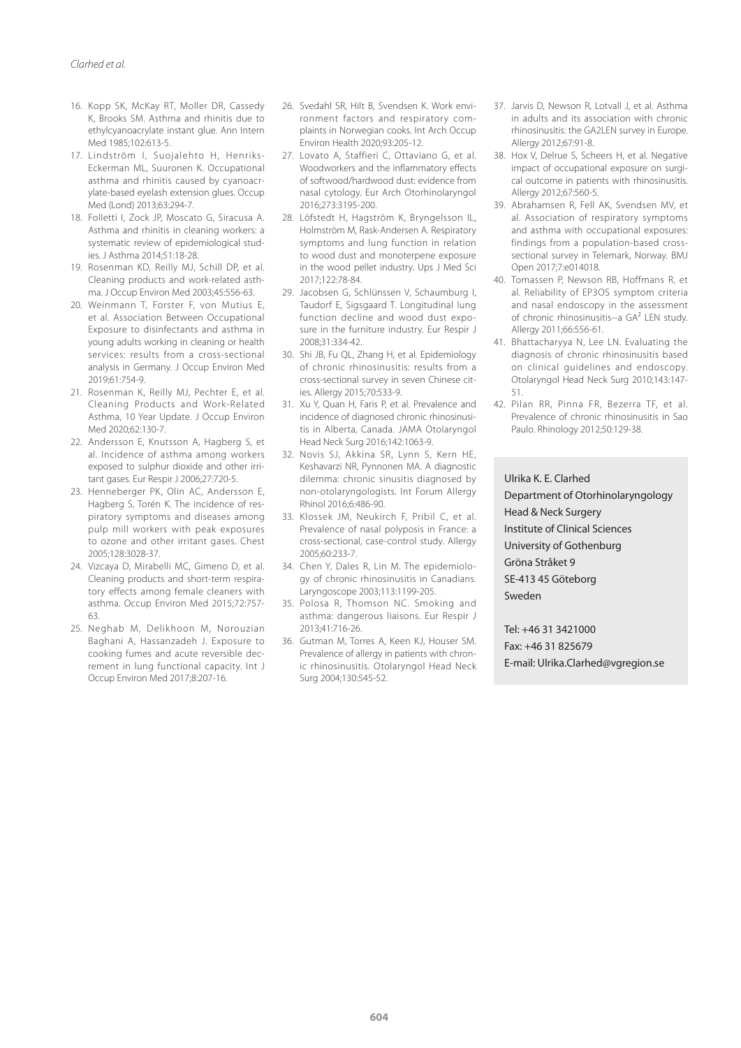16. Kopp SK, McKay RT, Moller DR, Cassedy K, Brooks SM. Asthma and rhinitis due to ethylcyanoacrylate instant glue. Ann Intern Med 1985;102:613-5.
17. Lindström I, Suojalehto H, Henriks-Eckerman ML, Suuronen K. Occupational asthma and rhinitis caused by cyanoacrylate-based eyelash extension glues. Occup Med (Lond) 2013;63:294-7.
18. Folletti I, Zock JP, Moscato G, Siracusa A. Asthma and rhinitis in cleaning workers: a systematic review of epidemiological studies. J Asthma 2014;51:18-28.
19. Rosenman KD, Reilly MJ, Schill DP, et al. Cleaning products and work-related asthma. J Occup Environ Med 2003;45:556-63.
20. Weinmann T, Forster F, von Mutius E, et al. Association Between Occupational Exposure to disinfectants and asthma in young adults working in cleaning or health services: results from a cross-sectional analysis in Germany. J Occup Environ Med 2019;61:754-9.
21. Rosenman K, Reilly MJ, Pechter E, et al. Cleaning Products and Work-Related Asthma, 10 Year Update. J Occup Environ Med 2020;62:130-7.
22. Andersson E, Knutsson A, Hagberg S, et al. Incidence of asthma among workers exposed to sulphur dioxide and other irritant gases. Eur Respir J 2006;27:720-5.
23. Henneberger PK, Olin AC, Andersson E, Hagberg S, Torén K. The incidence of respiratory symptoms and diseases among pulp mill workers with peak exposures to ozone and other irritant gases. Chest 2005;128:3028-37.
24. Vizcaya D, Mirabelli MC, Gimeno D, et al. Cleaning products and short-term respiratory effects among female cleaners with asthma. Occup Environ Med 2015;72:757-63.
25. Neghab M, Delikhoon M, Norouzian Baghani A, Hassanzadeh J. Exposure to cooking fumes and acute reversible decrement in lung functional capacity. Int J Occup Environ Med 2017;8:207-16.
26. Svedahl SR, Hilt B, Svendsen K. Work environment factors and respiratory complaints in Norwegian cooks. Int Arch Occup Environ Health 2020;93:205-12.
27. Lovato A, Staffieri C, Ottaviano G, et al. Woodworkers and the inflammatory effects of softwood/hardwood dust: evidence from nasal cytology. Eur Arch Otorhinolaryngol 2016;273:3195-200.
28. Löfstedt H, Hagström K, Bryngelsson IL, Holmström M, Rask-Andersen A. Respiratory symptoms and lung function in relation to wood dust and monoterpene exposure in the wood pellet industry. Ups J Med Sci 2017;122:78-84.
29. Jacobsen G, Schlünssen V, Schaumburg I, Taudorf E, Sigsgaard T. Longitudinal lung function decline and wood dust exposure in the furniture industry. Eur Respir J 2008;31:334-42.
30. Shi JB, Fu QL, Zhang H, et al. Epidemiology of chronic rhinosinusitis: results from a cross-sectional survey in seven Chinese cities. Allergy 2015;70:533-9.
31. Xu Y, Quan H, Faris P, et al. Prevalence and incidence of diagnosed chronic rhinosinusitis in Alberta, Canada. JAMA Otolaryngol Head Neck Surg 2016;142:1063-9.
32. Novis SJ, Akkina SR, Lynn S, Kern HE, Keshavarzi NR, Pynnonen MA. A diagnostic dilemma: chronic sinusitis diagnosed by non-otolaryngologists. Int Forum Allergy Rhinol 2016;6:486-90.
33. Klossek JM, Neukirch F, Pribil C, et al. Prevalence of nasal polyposis in France: a cross-sectional, case-control study. Allergy 2005;60:233-7.
34. Chen Y, Dales R, Lin M. The epidemiology of chronic rhinosinusitis in Canadians. Laryngoscope 2003;113:1199-205.
35. Polosa R, Thomson NC. Smoking and asthma: dangerous liaisons. Eur Respir J 2013;41:716-26.
36. Gutman M, Torres A, Keen KJ, Houser SM. Prevalence of allergy in patients with chronic rhinosinusitis. Otolaryngol Head Neck Surg 2004;130:545-52.
37. Jarvis D, Newson R, Lotvall J, et al. Asthma in adults and its association with chronic rhinosinusitis: the GA2LEN survey in Europe. Allergy 2012;67:91-8.
38. Hox V, Delrue S, Scheers H, et al. Negative impact of occupational exposure on surgical outcome in patients with rhinosinusitis. Allergy 2012;67:560-5.
39. Abrahamsen R, Fell AK, Svendsen MV, et al. Association of respiratory symptoms and asthma with occupational exposures: findings from a population-based cross-sectional survey in Telemark, Norway. BMJ Open 2017;7:e014018.
40. Tomassen P, Newson RB, Hoffmans R, et al. Reliability of EP3OS symptom criteria and nasal endoscopy in the assessment of chronic rhinosinusitis--a GA² LEN study. Allergy 2011;66:556-61.
41. Bhattacharyya N, Lee LN. Evaluating the diagnosis of chronic rhinosinusitis based on clinical guidelines and endoscopy. Otolaryngol Head Neck Surg 2010;143:147-51.
42. Pilan RR, Pinna FR, Bezerra TF, et al. Prevalence of chronic rhinosinusitis in Sao Paulo. Rhinology 2012;50:129-38.

Ulrika K. E. Clarhed
Department of Otorhinolaryngology
Head & Neck Surgery
Institute of Clinical Sciences
University of Gothenburg
Gröna Stråket 9
SE-413 45 Göteborg
Sweden

Tel: +46 31 3421000
Fax: +46 31 825679
E-mail: Ulrika.Clarhed@vgregion.se